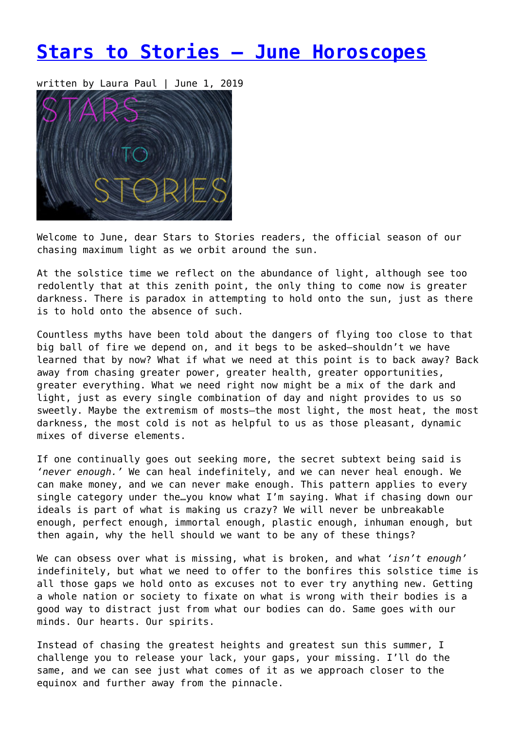# Stars to Stories – June Horoscopes

written by Laura Paul | June 1, 2019

Welcome to June, dear Stars to Stories readers, the official season of our chasing maximum light as we orbit around the sun.

At the solstice time we reflect on the abundance of light, although see too redolently that at this zenith point, the only thing to come now is greater darkness. There is paradox in attempting to hold onto the sun, just as there is to hold onto the absence of such.

Countless myths have been told about the dangers of flying too close to that big ball of fire we depend on, and it begs to be asked—shouldn't we have learned that by now? What if what we need at this point is to back away? Back away from chasing greater power, greater health, greater opportunities, greater everything. What we need right now might be a mix of the dark and light, just as every single combination of day and night provides to us so sweetly. Maybe the extremism of mosts—the most light, the most heat, the most darkness, the most cold is not as helpful to us as those pleasant, dynamic mixes of diverse elements.

If one continually goes out seeking more, the secret subtext being said is *'never enough.'* We can heal indefinitely, and we can never heal enough. We can make money, and we can never make enough. This pattern applies to every single category under the…you know what I'm saying. What if chasing down our ideals is part of what is making us crazy? We will never be unbreakable enough, perfect enough, immortal enough, plastic enough, inhuman enough, but then again, why the hell should we want to be any of these things?

We can obsess over what is missing, what is broken, and what *'isn't enough'* indefinitely, but what we need to offer to the bonfires this solstice time is all those gaps we hold onto as excuses not to ever try anything new. Getting a whole nation or society to fixate on what is wrong with their bodies is a good way to distract just from what our bodies can do. Same goes with our minds. Our hearts. Our spirits.

Instead of chasing the greatest heights and greatest sun this summer, I challenge you to release your lack, your gaps, your missing. I'll do the same, and we can see just what comes of it as we approach closer to the equinox and further away from the pinnacle.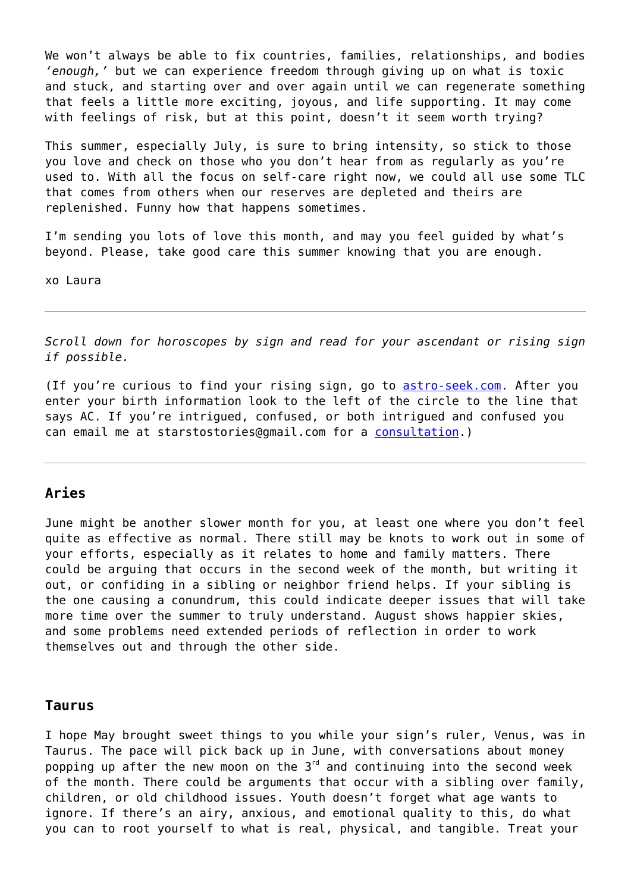We won't always be able to fix countries, families, relationships, and bodies *'enough,'* but we can experience freedom through giving up on what is toxic and stuck, and starting over and over again until we can regenerate something that feels a little more exciting, joyous, and life supporting. It may come with feelings of risk, but at this point, doesn't it seem worth trying?

This summer, especially July, is sure to bring intensity, so stick to those you love and check on those who you don't hear from as regularly as you're used to. With all the focus on self-care right now, we could all use some TLC that comes from others when our reserves are depleted and theirs are replenished. Funny how that happens sometimes.

I'm sending you lots of love this month, and may you feel guided by what's beyond. Please, take good care this summer knowing that you are enough.

xo Laura

---

*Scroll down for horoscopes by sign and read for your ascendant or rising sign if possible.*

(If you're curious to find your rising sign, go to [astro-seek.com](astro-seek.com). After you enter your birth information look to the left of the circle to the line that says AC. If you're intrigued, confused, or both intrigued and confused you can email me at starstostories@gmail.com for a [consultation](consultation).)

---

### Aries

June might be another slower month for you, at least one where you don't feel quite as effective as normal. There still may be knots to work out in some of your efforts, especially as it relates to home and family matters. There could be arguing that occurs in the second week of the month, but writing it out, or confiding in a sibling or neighbor friend helps. If your sibling is the one causing a conundrum, this could indicate deeper issues that will take more time over the summer to truly understand. August shows happier skies, and some problems need extended periods of reflection in order to work themselves out and through the other side.

### Taurus

I hope May brought sweet things to you while your sign's ruler, Venus, was in Taurus. The pace will pick back up in June, with conversations about money popping up after the new moon on the 3rd and continuing into the second week of the month. There could be arguments that occur with a sibling over family, children, or old childhood issues. Youth doesn't forget what age wants to ignore. If there's an airy, anxious, and emotional quality to this, do what you can to root yourself to what is real, physical, and tangible. Treat your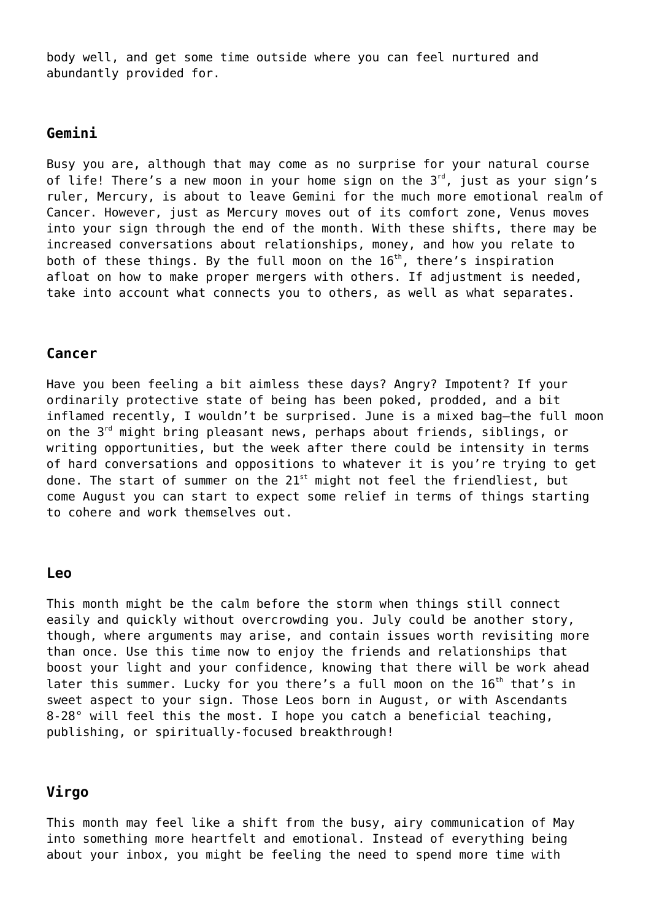body well, and get some time outside where you can feel nurtured and abundantly provided for.

### Gemini

Busy you are, although that may come as no surprise for your natural course of life! There's a new moon in your home sign on the 3rd, just as your sign's ruler, Mercury, is about to leave Gemini for the much more emotional realm of Cancer. However, just as Mercury moves out of its comfort zone, Venus moves into your sign through the end of the month. With these shifts, there may be increased conversations about relationships, money, and how you relate to both of these things. By the full moon on the 16th, there's inspiration afloat on how to make proper mergers with others. If adjustment is needed, take into account what connects you to others, as well as what separates.

### Cancer

Have you been feeling a bit aimless these days? Angry? Impotent? If your ordinarily protective state of being has been poked, prodded, and a bit inflamed recently, I wouldn't be surprised. June is a mixed bag—the full moon on the 3rd might bring pleasant news, perhaps about friends, siblings, or writing opportunities, but the week after there could be intensity in terms of hard conversations and oppositions to whatever it is you're trying to get done. The start of summer on the 21st might not feel the friendliest, but come August you can start to expect some relief in terms of things starting to cohere and work themselves out.

### Leo

This month might be the calm before the storm when things still connect easily and quickly without overcrowding you. July could be another story, though, where arguments may arise, and contain issues worth revisiting more than once. Use this time now to enjoy the friends and relationships that boost your light and your confidence, knowing that there will be work ahead later this summer. Lucky for you there's a full moon on the 16th that's in sweet aspect to your sign. Those Leos born in August, or with Ascendants 8-28° will feel this the most. I hope you catch a beneficial teaching, publishing, or spiritually-focused breakthrough!

### Virgo

This month may feel like a shift from the busy, airy communication of May into something more heartfelt and emotional. Instead of everything being about your inbox, you might be feeling the need to spend more time with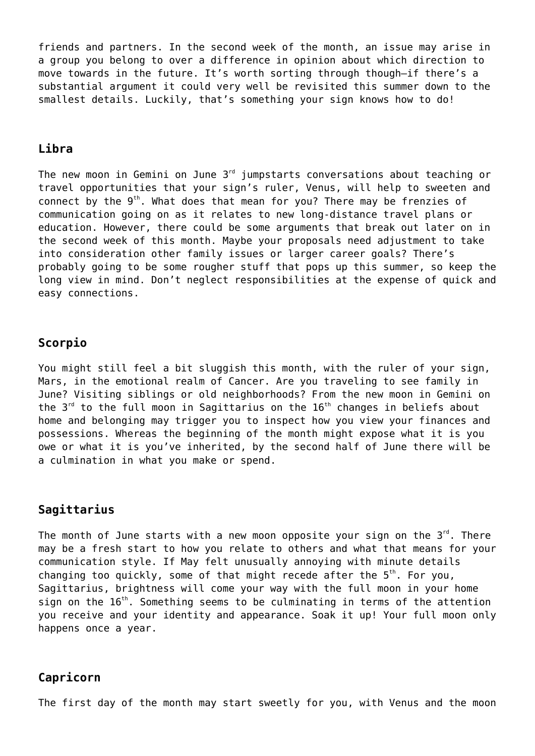friends and partners. In the second week of the month, an issue may arise in a group you belong to over a difference in opinion about which direction to move towards in the future. It's worth sorting through though—if there's a substantial argument it could very well be revisited this summer down to the smallest details. Luckily, that's something your sign knows how to do!

### Libra

The new moon in Gemini on June 3rd jumpstarts conversations about teaching or travel opportunities that your sign's ruler, Venus, will help to sweeten and connect by the 9th. What does that mean for you? There may be frenzies of communication going on as it relates to new long-distance travel plans or education. However, there could be some arguments that break out later on in the second week of this month. Maybe your proposals need adjustment to take into consideration other family issues or larger career goals? There's probably going to be some rougher stuff that pops up this summer, so keep the long view in mind. Don't neglect responsibilities at the expense of quick and easy connections.

### Scorpio

You might still feel a bit sluggish this month, with the ruler of your sign, Mars, in the emotional realm of Cancer. Are you traveling to see family in June? Visiting siblings or old neighborhoods? From the new moon in Gemini on the 3rd to the full moon in Sagittarius on the 16th changes in beliefs about home and belonging may trigger you to inspect how you view your finances and possessions. Whereas the beginning of the month might expose what it is you owe or what it is you've inherited, by the second half of June there will be a culmination in what you make or spend.

### Sagittarius

The month of June starts with a new moon opposite your sign on the 3rd. There may be a fresh start to how you relate to others and what that means for your communication style. If May felt unusually annoying with minute details changing too quickly, some of that might recede after the 5th. For you, Sagittarius, brightness will come your way with the full moon in your home sign on the 16th. Something seems to be culminating in terms of the attention you receive and your identity and appearance. Soak it up! Your full moon only happens once a year.

### Capricorn

The first day of the month may start sweetly for you, with Venus and the moon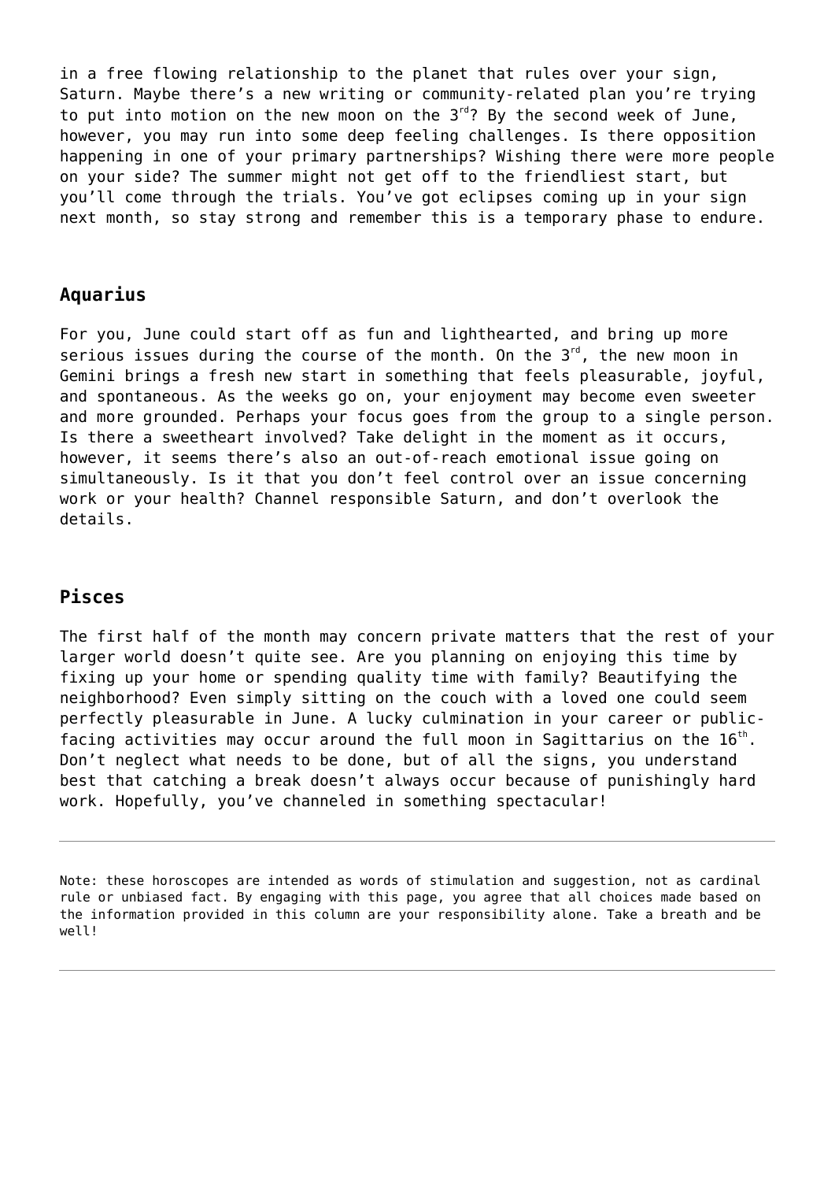in a free flowing relationship to the planet that rules over your sign, Saturn. Maybe there's a new writing or community-related plan you're trying to put into motion on the new moon on the 3rd? By the second week of June, however, you may run into some deep feeling challenges. Is there opposition happening in one of your primary partnerships? Wishing there were more people on your side? The summer might not get off to the friendliest start, but you'll come through the trials. You've got eclipses coming up in your sign next month, so stay strong and remember this is a temporary phase to endure.

### Aquarius

For you, June could start off as fun and lighthearted, and bring up more serious issues during the course of the month. On the 3rd, the new moon in Gemini brings a fresh new start in something that feels pleasurable, joyful, and spontaneous. As the weeks go on, your enjoyment may become even sweeter and more grounded. Perhaps your focus goes from the group to a single person. Is there a sweetheart involved? Take delight in the moment as it occurs, however, it seems there's also an out-of-reach emotional issue going on simultaneously. Is it that you don't feel control over an issue concerning work or your health? Channel responsible Saturn, and don't overlook the details.

### Pisces

The first half of the month may concern private matters that the rest of your larger world doesn't quite see. Are you planning on enjoying this time by fixing up your home or spending quality time with family? Beautifying the neighborhood? Even simply sitting on the couch with a loved one could seem perfectly pleasurable in June. A lucky culmination in your career or public-facing activities may occur around the full moon in Sagittarius on the 16th. Don't neglect what needs to be done, but of all the signs, you understand best that catching a break doesn't always occur because of punishingly hard work. Hopefully, you've channeled in something spectacular!

---

Note: these horoscopes are intended as words of stimulation and suggestion, not as cardinal rule or unbiased fact. By engaging with this page, you agree that all choices made based on the information provided in this column are your responsibility alone. Take a breath and be well!

---